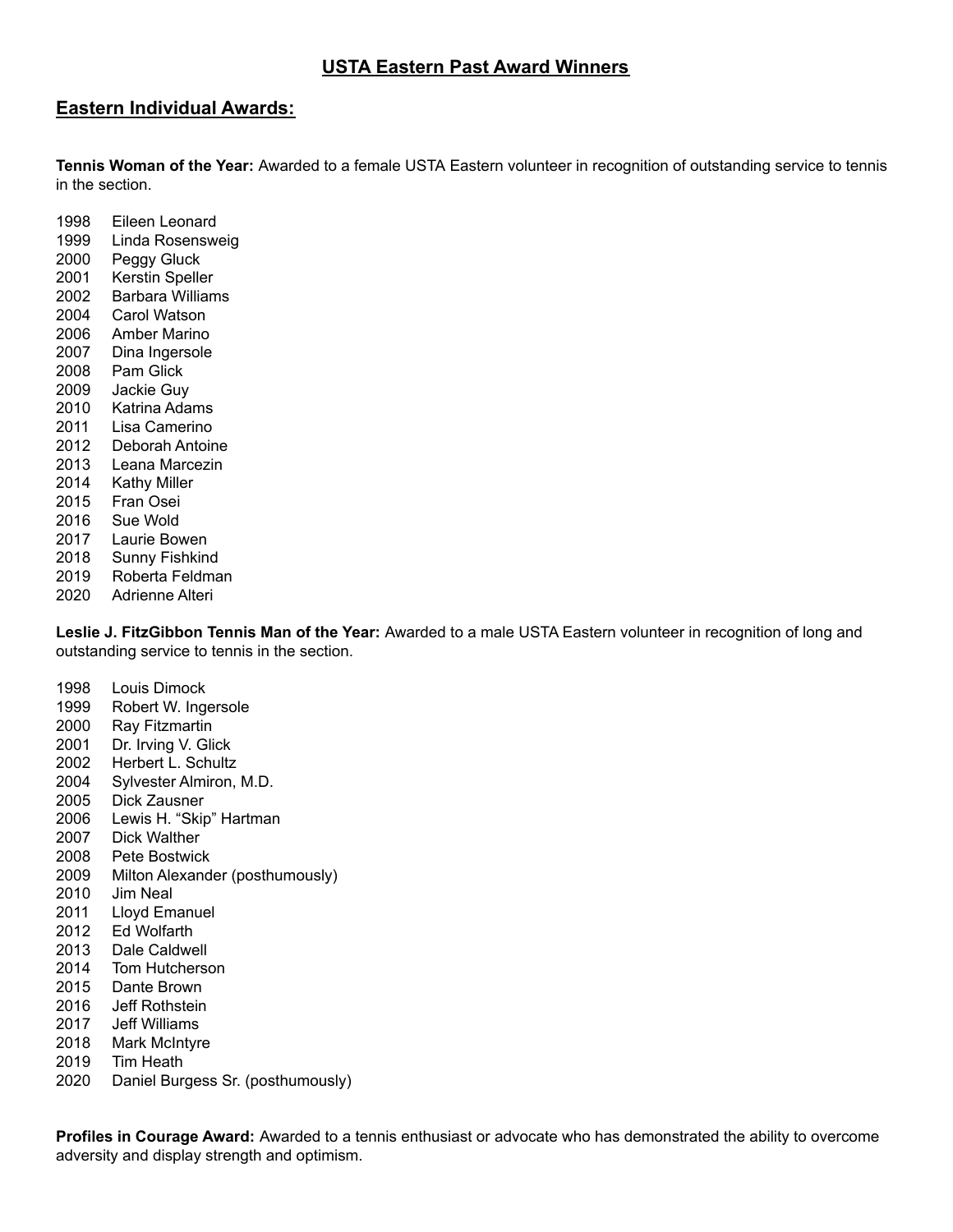# USTA Eastern Past Award Winners

## Eastern Individual Awards:

**Tennis Woman of the Year:** Awarded to a female USTA Eastern volunteer in recognition of outstanding service to tennis in the section.

1998 Eileen Leonard
1999 Linda Rosensweig
2000 Peggy Gluck
2001 Kerstin Speller
2002 Barbara Williams
2004 Carol Watson
2006 Amber Marino
2007 Dina Ingersole
2008 Pam Glick
2009 Jackie Guy
2010 Katrina Adams
2011 Lisa Camerino
2012 Deborah Antoine
2013 Leana Marcezin
2014 Kathy Miller
2015 Fran Osei
2016 Sue Wold
2017 Laurie Bowen
2018 Sunny Fishkind
2019 Roberta Feldman
2020 Adrienne Alteri

**Leslie J. FitzGibbon Tennis Man of the Year:** Awarded to a male USTA Eastern volunteer in recognition of long and outstanding service to tennis in the section.

1998 Louis Dimock
1999 Robert W. Ingersole
2000 Ray Fitzmartin
2001 Dr. Irving V. Glick
2002 Herbert L. Schultz
2004 Sylvester Almiron, M.D.
2005 Dick Zausner
2006 Lewis H. "Skip" Hartman
2007 Dick Walther
2008 Pete Bostwick
2009 Milton Alexander (posthumously)
2010 Jim Neal
2011 Lloyd Emanuel
2012 Ed Wolfarth
2013 Dale Caldwell
2014 Tom Hutcherson
2015 Dante Brown
2016 Jeff Rothstein
2017 Jeff Williams
2018 Mark McIntyre
2019 Tim Heath
2020 Daniel Burgess Sr. (posthumously)

**Profiles in Courage Award:** Awarded to a tennis enthusiast or advocate who has demonstrated the ability to overcome adversity and display strength and optimism.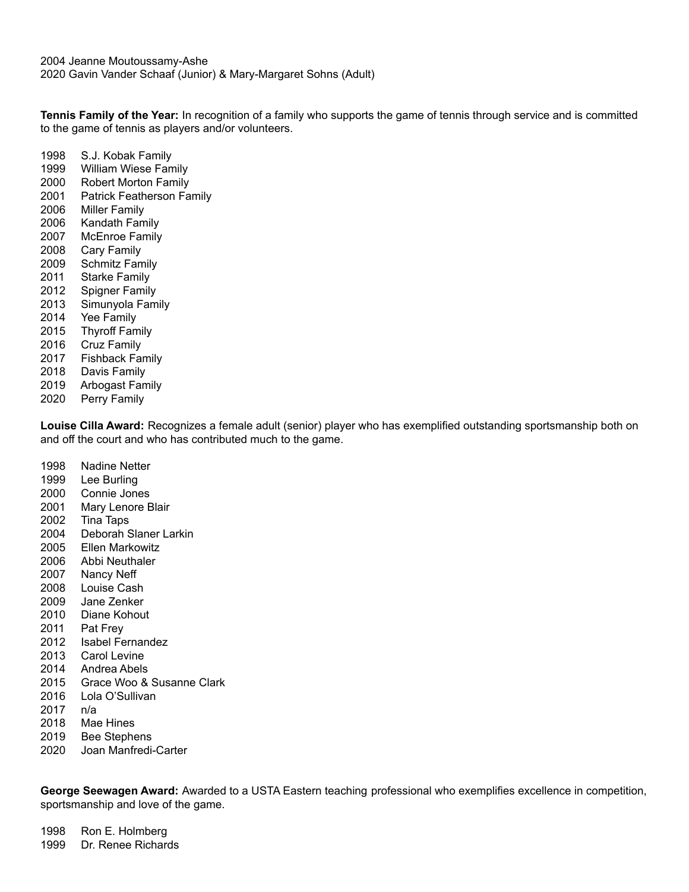2004 Jeanne Moutoussamy-Ashe
2020 Gavin Vander Schaaf (Junior) & Mary-Margaret Sohns (Adult)

**Tennis Family of the Year:** In recognition of a family who supports the game of tennis through service and is committed to the game of tennis as players and/or volunteers.

1998 S.J. Kobak Family
1999 William Wiese Family
2000 Robert Morton Family
2001 Patrick Featherson Family
2006 Miller Family
2006 Kandath Family
2007 McEnroe Family
2008 Cary Family
2009 Schmitz Family
2011 Starke Family
2012 Spigner Family
2013 Simunyola Family
2014 Yee Family
2015 Thyroff Family
2016 Cruz Family
2017 Fishback Family
2018 Davis Family
2019 Arbogast Family
2020 Perry Family

**Louise Cilla Award:** Recognizes a female adult (senior) player who has exemplified outstanding sportsmanship both on and off the court and who has contributed much to the game.

1998 Nadine Netter
1999 Lee Burling
2000 Connie Jones
2001 Mary Lenore Blair
2002 Tina Taps
2004 Deborah Slaner Larkin
2005 Ellen Markowitz
2006 Abbi Neuthaler
2007 Nancy Neff
2008 Louise Cash
2009 Jane Zenker
2010 Diane Kohout
2011 Pat Frey
2012 Isabel Fernandez
2013 Carol Levine
2014 Andrea Abels
2015 Grace Woo & Susanne Clark
2016 Lola O'Sullivan
2017 n/a
2018 Mae Hines
2019 Bee Stephens
2020 Joan Manfredi-Carter

**George Seewagen Award:** Awarded to a USTA Eastern teaching professional who exemplifies excellence in competition, sportsmanship and love of the game.

1998 Ron E. Holmberg
1999 Dr. Renee Richards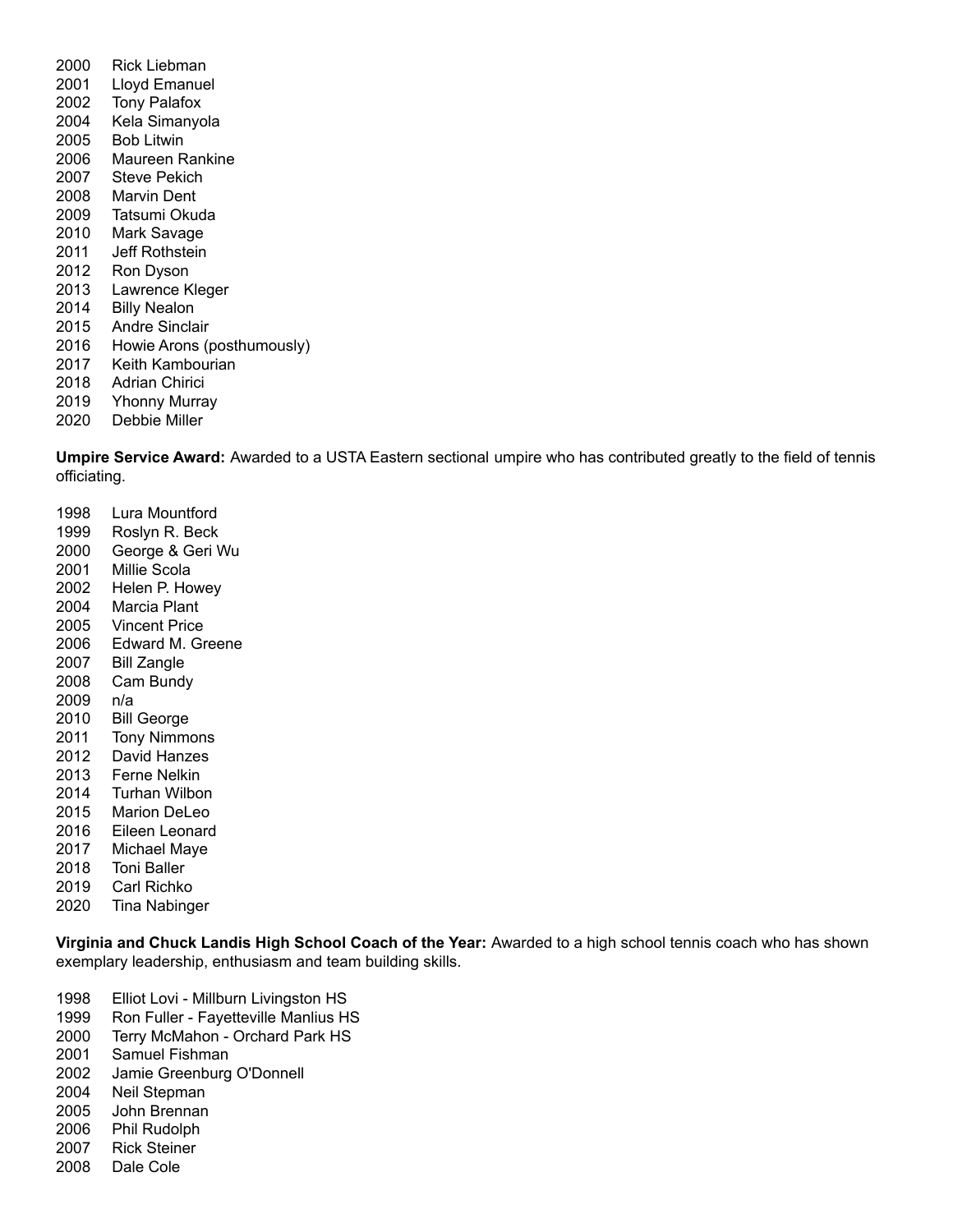2000 Rick Liebman
2001 Lloyd Emanuel
2002 Tony Palafox
2004 Kela Simanyola
2005 Bob Litwin
2006 Maureen Rankine
2007 Steve Pekich
2008 Marvin Dent
2009 Tatsumi Okuda
2010 Mark Savage
2011 Jeff Rothstein
2012 Ron Dyson
2013 Lawrence Kleger
2014 Billy Nealon
2015 Andre Sinclair
2016 Howie Arons (posthumously)
2017 Keith Kambourian
2018 Adrian Chirici
2019 Yhonny Murray
2020 Debbie Miller

**Umpire Service Award:** Awarded to a USTA Eastern sectional umpire who has contributed greatly to the field of tennis officiating.

1998 Lura Mountford
1999 Roslyn R. Beck
2000 George & Geri Wu
2001 Millie Scola
2002 Helen P. Howey
2004 Marcia Plant
2005 Vincent Price
2006 Edward M. Greene
2007 Bill Zangle
2008 Cam Bundy
2009 n/a
2010 Bill George
2011 Tony Nimmons
2012 David Hanzes
2013 Ferne Nelkin
2014 Turhan Wilbon
2015 Marion DeLeo
2016 Eileen Leonard
2017 Michael Maye
2018 Toni Baller
2019 Carl Richko
2020 Tina Nabinger

**Virginia and Chuck Landis High School Coach of the Year:** Awarded to a high school tennis coach who has shown exemplary leadership, enthusiasm and team building skills.

1998 Elliot Lovi - Millburn Livingston HS
1999 Ron Fuller - Fayetteville Manlius HS
2000 Terry McMahon - Orchard Park HS
2001 Samuel Fishman
2002 Jamie Greenburg O'Donnell
2004 Neil Stepman
2005 John Brennan
2006 Phil Rudolph
2007 Rick Steiner
2008 Dale Cole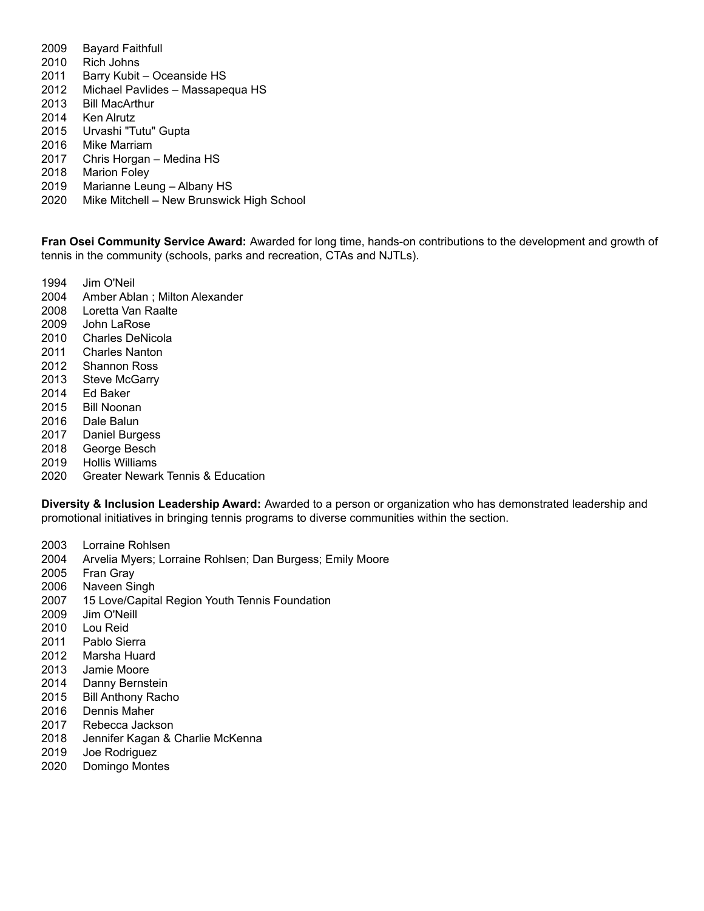2009 Bayard Faithfull
2010 Rich Johns
2011 Barry Kubit – Oceanside HS
2012 Michael Pavlides – Massapequa HS
2013 Bill MacArthur
2014 Ken Alrutz
2015 Urvashi "Tutu" Gupta
2016 Mike Marriam
2017 Chris Horgan – Medina HS
2018 Marion Foley
2019 Marianne Leung – Albany HS
2020 Mike Mitchell – New Brunswick High School

**Fran Osei Community Service Award:** Awarded for long time, hands-on contributions to the development and growth of tennis in the community (schools, parks and recreation, CTAs and NJTLs).

1994 Jim O'Neil
2004 Amber Ablan ; Milton Alexander
2008 Loretta Van Raalte
2009 John LaRose
2010 Charles DeNicola
2011 Charles Nanton
2012 Shannon Ross
2013 Steve McGarry
2014 Ed Baker
2015 Bill Noonan
2016 Dale Balun
2017 Daniel Burgess
2018 George Besch
2019 Hollis Williams
2020 Greater Newark Tennis & Education

**Diversity & Inclusion Leadership Award:** Awarded to a person or organization who has demonstrated leadership and promotional initiatives in bringing tennis programs to diverse communities within the section.

2003 Lorraine Rohlsen
2004 Arvelia Myers; Lorraine Rohlsen; Dan Burgess; Emily Moore
2005 Fran Gray
2006 Naveen Singh
2007 15 Love/Capital Region Youth Tennis Foundation
2009 Jim O'Neill
2010 Lou Reid
2011 Pablo Sierra
2012 Marsha Huard
2013 Jamie Moore
2014 Danny Bernstein
2015 Bill Anthony Racho
2016 Dennis Maher
2017 Rebecca Jackson
2018 Jennifer Kagan & Charlie McKenna
2019 Joe Rodriguez
2020 Domingo Montes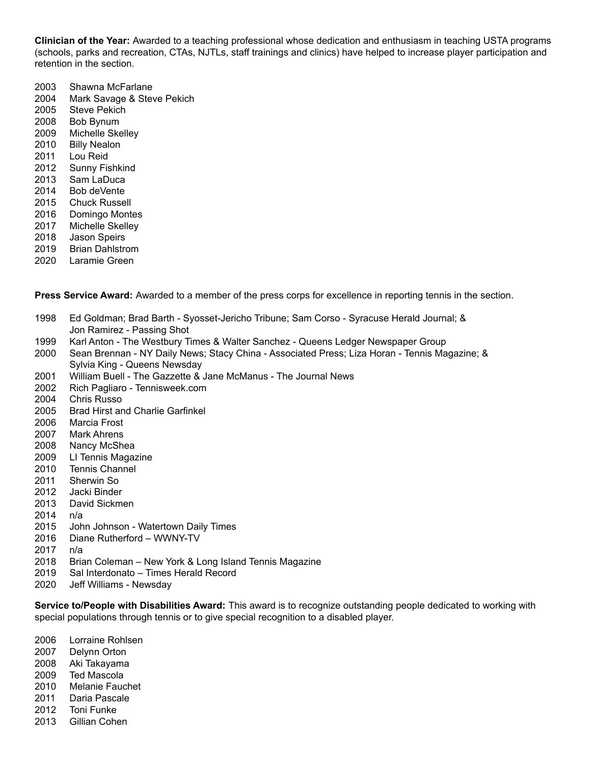**Clinician of the Year:** Awarded to a teaching professional whose dedication and enthusiasm in teaching USTA programs (schools, parks and recreation, CTAs, NJTLs, staff trainings and clinics) have helped to increase player participation and retention in the section.

2003 Shawna McFarlane
2004 Mark Savage & Steve Pekich
2005 Steve Pekich
2008 Bob Bynum
2009 Michelle Skelley
2010 Billy Nealon
2011 Lou Reid
2012 Sunny Fishkind
2013 Sam LaDuca
2014 Bob deVente
2015 Chuck Russell
2016 Domingo Montes
2017 Michelle Skelley
2018 Jason Speirs
2019 Brian Dahlstrom
2020 Laramie Green

**Press Service Award:** Awarded to a member of the press corps for excellence in reporting tennis in the section.

1998 Ed Goldman; Brad Barth - Syosset-Jericho Tribune; Sam Corso - Syracuse Herald Journal; & Jon Ramirez - Passing Shot
1999 Karl Anton - The Westbury Times & Walter Sanchez - Queens Ledger Newspaper Group
2000 Sean Brennan - NY Daily News; Stacy China - Associated Press; Liza Horan - Tennis Magazine; & Sylvia King - Queens Newsday
2001 William Buell - The Gazzette & Jane McManus - The Journal News
2002 Rich Pagliaro - Tennisweek.com
2004 Chris Russo
2005 Brad Hirst and Charlie Garfinkel
2006 Marcia Frost
2007 Mark Ahrens
2008 Nancy McShea
2009 LI Tennis Magazine
2010 Tennis Channel
2011 Sherwin So
2012 Jacki Binder
2013 David Sickmen
2014 n/a
2015 John Johnson - Watertown Daily Times
2016 Diane Rutherford – WWNY-TV
2017 n/a
2018 Brian Coleman – New York & Long Island Tennis Magazine
2019 Sal Interdonato – Times Herald Record
2020 Jeff Williams - Newsday

**Service to/People with Disabilities Award:** This award is to recognize outstanding people dedicated to working with special populations through tennis or to give special recognition to a disabled player.

2006 Lorraine Rohlsen
2007 Delynn Orton
2008 Aki Takayama
2009 Ted Mascola
2010 Melanie Fauchet
2011 Daria Pascale
2012 Toni Funke
2013 Gillian Cohen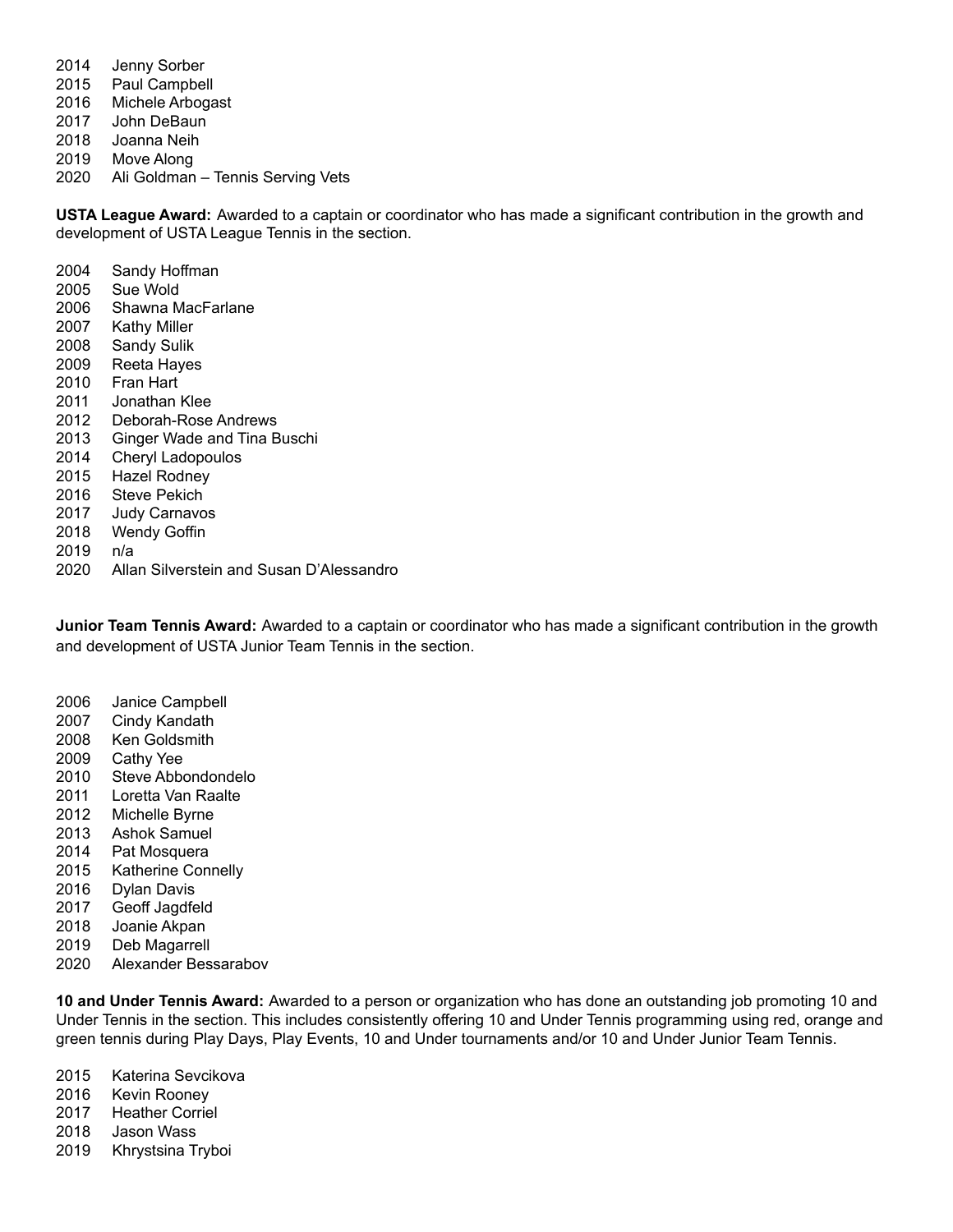2014 Jenny Sorber
2015 Paul Campbell
2016 Michele Arbogast
2017 John DeBaun
2018 Joanna Neih
2019 Move Along
2020 Ali Goldman – Tennis Serving Vets

**USTA League Award:** Awarded to a captain or coordinator who has made a significant contribution in the growth and development of USTA League Tennis in the section.

2004 Sandy Hoffman
2005 Sue Wold
2006 Shawna MacFarlane
2007 Kathy Miller
2008 Sandy Sulik
2009 Reeta Hayes
2010 Fran Hart
2011 Jonathan Klee
2012 Deborah-Rose Andrews
2013 Ginger Wade and Tina Buschi
2014 Cheryl Ladopoulos
2015 Hazel Rodney
2016 Steve Pekich
2017 Judy Carnavos
2018 Wendy Goffin
2019 n/a
2020 Allan Silverstein and Susan D'Alessandro

**Junior Team Tennis Award:** Awarded to a captain or coordinator who has made a significant contribution in the growth and development of USTA Junior Team Tennis in the section.

2006 Janice Campbell
2007 Cindy Kandath
2008 Ken Goldsmith
2009 Cathy Yee
2010 Steve Abbondondelo
2011 Loretta Van Raalte
2012 Michelle Byrne
2013 Ashok Samuel
2014 Pat Mosquera
2015 Katherine Connelly
2016 Dylan Davis
2017 Geoff Jagdfeld
2018 Joanie Akpan
2019 Deb Magarrell
2020 Alexander Bessarabov

**10 and Under Tennis Award:** Awarded to a person or organization who has done an outstanding job promoting 10 and Under Tennis in the section. This includes consistently offering 10 and Under Tennis programming using red, orange and green tennis during Play Days, Play Events, 10 and Under tournaments and/or 10 and Under Junior Team Tennis.

2015 Katerina Sevcikova
2016 Kevin Rooney
2017 Heather Corriel
2018 Jason Wass
2019 Khrystsina Tryboi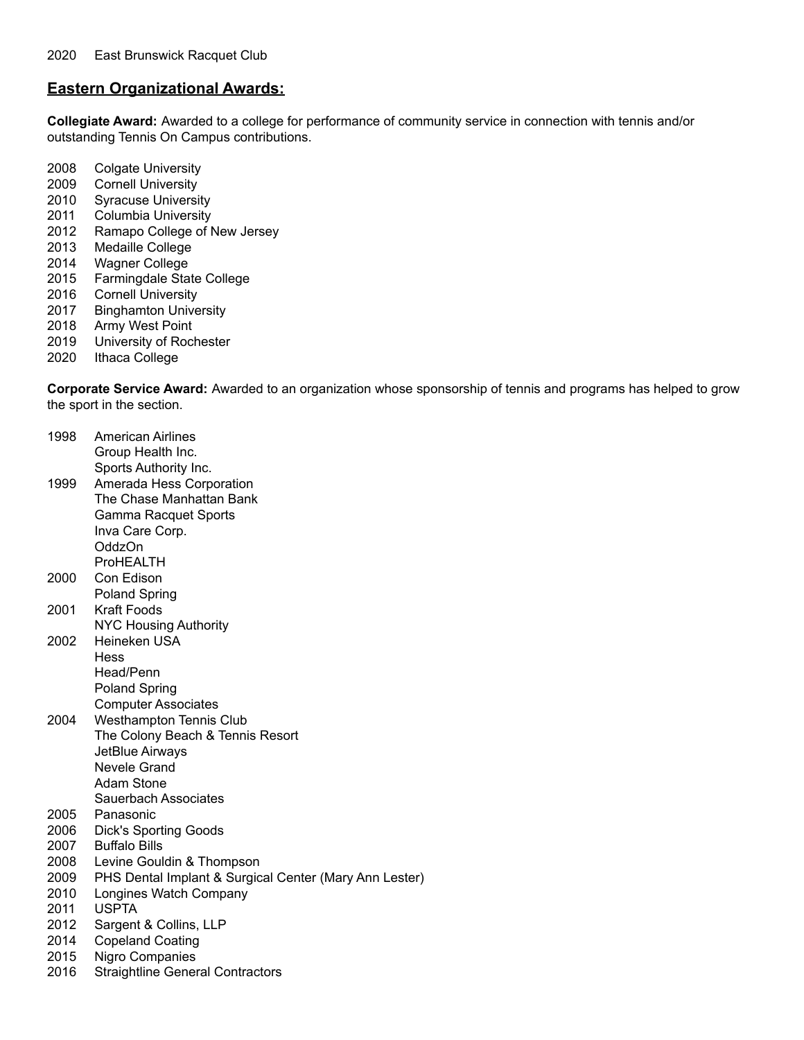2020 East Brunswick Racquet Club

## Eastern Organizational Awards:

**Collegiate Award:** Awarded to a college for performance of community service in connection with tennis and/or outstanding Tennis On Campus contributions.

2008 Colgate University
2009 Cornell University
2010 Syracuse University
2011 Columbia University
2012 Ramapo College of New Jersey
2013 Medaille College
2014 Wagner College
2015 Farmingdale State College
2016 Cornell University
2017 Binghamton University
2018 Army West Point
2019 University of Rochester
2020 Ithaca College

**Corporate Service Award:** Awarded to an organization whose sponsorship of tennis and programs has helped to grow the sport in the section.

1998 American Airlines
Group Health Inc.
Sports Authority Inc.
1999 Amerada Hess Corporation
The Chase Manhattan Bank
Gamma Racquet Sports
Inva Care Corp.
OddzOn
ProHEALTH
2000 Con Edison
Poland Spring
2001 Kraft Foods
NYC Housing Authority
2002 Heineken USA
Hess
Head/Penn
Poland Spring
Computer Associates
2004 Westhampton Tennis Club
The Colony Beach & Tennis Resort
JetBlue Airways
Nevele Grand
Adam Stone
Sauerbach Associates
2005 Panasonic
2006 Dick's Sporting Goods
2007 Buffalo Bills
2008 Levine Gouldin & Thompson
2009 PHS Dental Implant & Surgical Center (Mary Ann Lester)
2010 Longines Watch Company
2011 USPTA
2012 Sargent & Collins, LLP
2014 Copeland Coating
2015 Nigro Companies
2016 Straightline General Contractors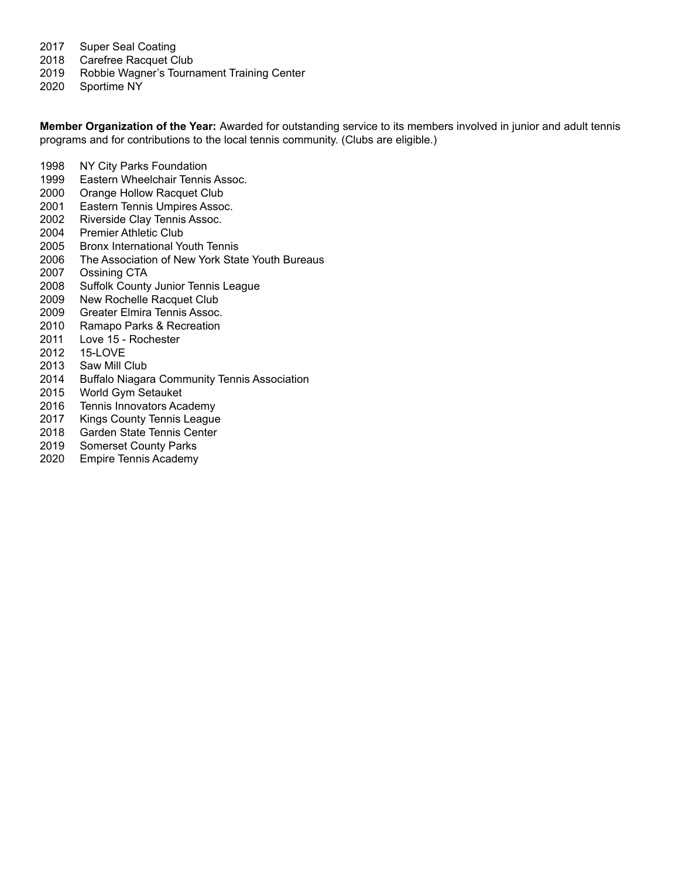2017 Super Seal Coating
2018 Carefree Racquet Club
2019 Robbie Wagner's Tournament Training Center
2020 Sportime NY

**Member Organization of the Year:** Awarded for outstanding service to its members involved in junior and adult tennis programs and for contributions to the local tennis community. (Clubs are eligible.)

1998 NY City Parks Foundation
1999 Eastern Wheelchair Tennis Assoc.
2000 Orange Hollow Racquet Club
2001 Eastern Tennis Umpires Assoc.
2002 Riverside Clay Tennis Assoc.
2004 Premier Athletic Club
2005 Bronx International Youth Tennis
2006 The Association of New York State Youth Bureaus
2007 Ossining CTA
2008 Suffolk County Junior Tennis League
2009 New Rochelle Racquet Club
2009 Greater Elmira Tennis Assoc.
2010 Ramapo Parks & Recreation
2011 Love 15 - Rochester
2012 15-LOVE
2013 Saw Mill Club
2014 Buffalo Niagara Community Tennis Association
2015 World Gym Setauket
2016 Tennis Innovators Academy
2017 Kings County Tennis League
2018 Garden State Tennis Center
2019 Somerset County Parks
2020 Empire Tennis Academy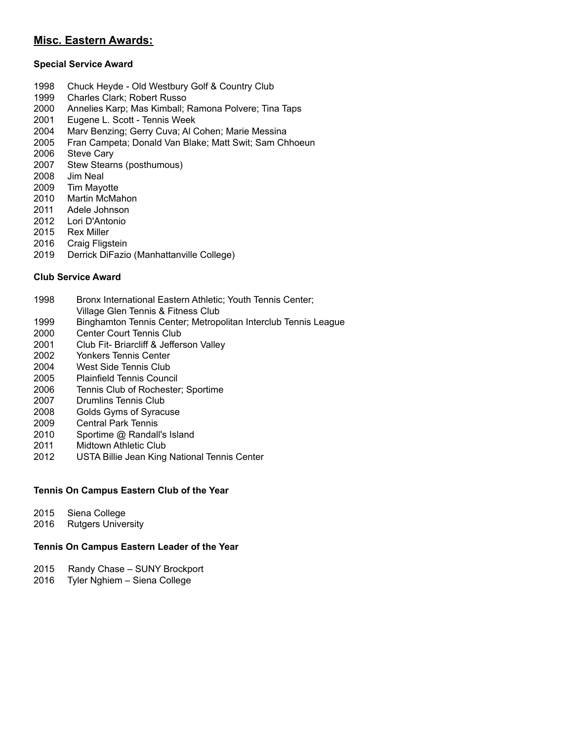## Misc. Eastern Awards:

### Special Service Award

1998 Chuck Heyde - Old Westbury Golf & Country Club
1999 Charles Clark; Robert Russo
2000 Annelies Karp; Mas Kimball; Ramona Polvere; Tina Taps
2001 Eugene L. Scott - Tennis Week
2004 Marv Benzing; Gerry Cuva; Al Cohen; Marie Messina
2005 Fran Campeta; Donald Van Blake; Matt Swit; Sam Chhoeun
2006 Steve Cary
2007 Stew Stearns (posthumous)
2008 Jim Neal
2009 Tim Mayotte
2010 Martin McMahon
2011 Adele Johnson
2012 Lori D'Antonio
2015 Rex Miller
2016 Craig Fligstein
2019 Derrick DiFazio (Manhattanville College)

### Club Service Award

1998 Bronx International Eastern Athletic; Youth Tennis Center; Village Glen Tennis & Fitness Club
1999 Binghamton Tennis Center; Metropolitan Interclub Tennis League
2000 Center Court Tennis Club
2001 Club Fit- Briarcliff & Jefferson Valley
2002 Yonkers Tennis Center
2004 West Side Tennis Club
2005 Plainfield Tennis Council
2006 Tennis Club of Rochester; Sportime
2007 Drumlins Tennis Club
2008 Golds Gyms of Syracuse
2009 Central Park Tennis
2010 Sportime @ Randall's Island
2011 Midtown Athletic Club
2012 USTA Billie Jean King National Tennis Center

### Tennis On Campus Eastern Club of the Year

2015 Siena College
2016 Rutgers University

### Tennis On Campus Eastern Leader of the Year

2015 Randy Chase – SUNY Brockport
2016 Tyler Nghiem – Siena College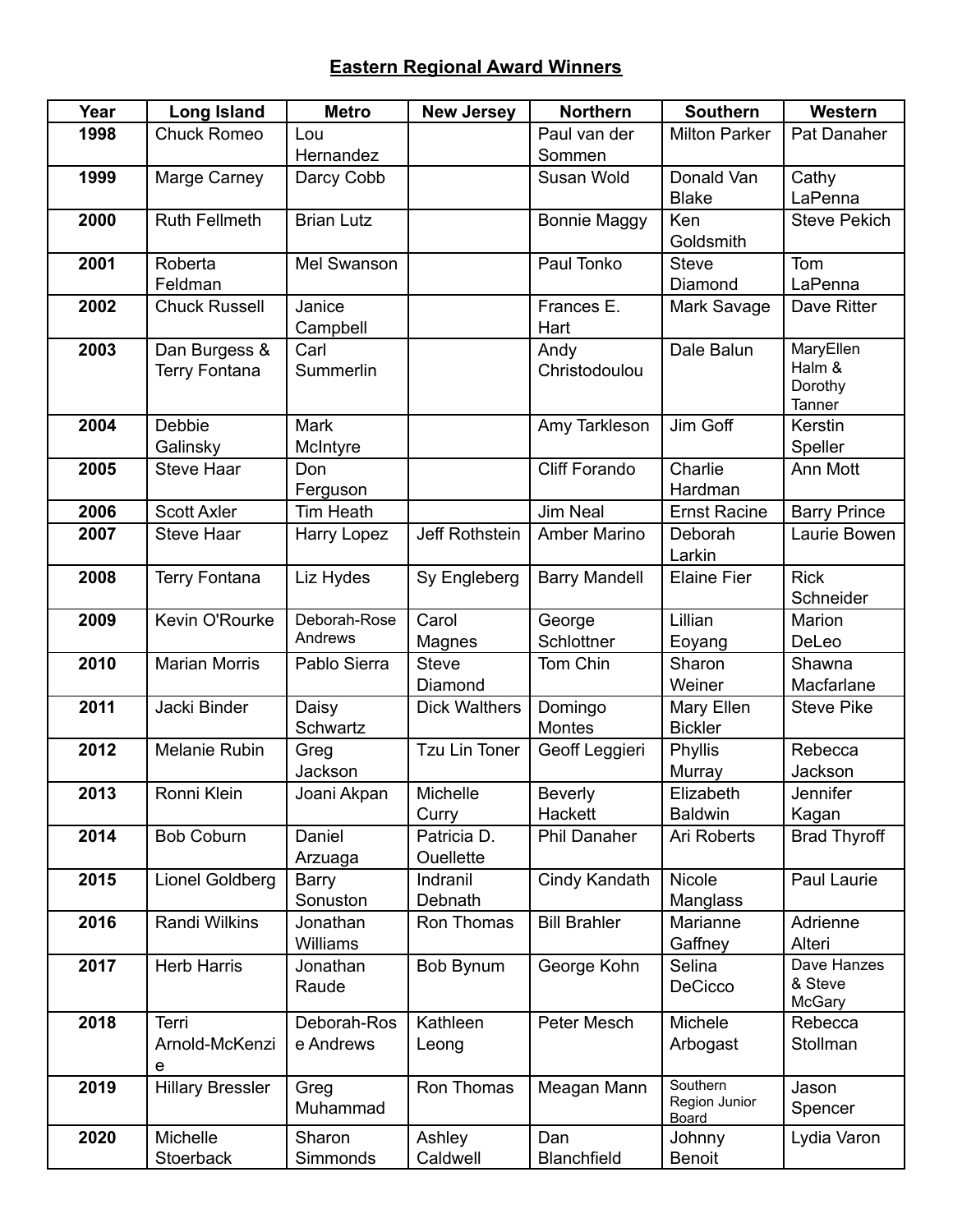# Eastern Regional Award Winners

| Year | Long Island | Metro | New Jersey | Northern | Southern | Western |
|---|---|---|---|---|---|---|
| **1998** | Chuck Romeo | Lou Hernandez | | Paul van der Sommen | Milton Parker | Pat Danaher |
| **1999** | Marge Carney | Darcy Cobb | | Susan Wold | Donald Van Blake | Cathy LaPenna |
| **2000** | Ruth Fellmeth | Brian Lutz | | Bonnie Maggy | Ken Goldsmith | Steve Pekich |
| **2001** | Roberta Feldman | Mel Swanson | | Paul Tonko | Steve Diamond | Tom LaPenna |
| **2002** | Chuck Russell | Janice Campbell | | Frances E. Hart | Mark Savage | Dave Ritter |
| **2003** | Dan Burgess & Terry Fontana | Carl Summerlin | | Andy Christodoulou | Dale Balun | MaryEllen Halm & Dorothy Tanner |
| **2004** | Debbie Galinsky | Mark McIntyre | | Amy Tarkleson | Jim Goff | Kerstin Speller |
| **2005** | Steve Haar | Don Ferguson | | Cliff Forando | Charlie Hardman | Ann Mott |
| **2006** | Scott Axler | Tim Heath | | Jim Neal | Ernst Racine | Barry Prince |
| **2007** | Steve Haar | Harry Lopez | Jeff Rothstein | Amber Marino | Deborah Larkin | Laurie Bowen |
| **2008** | Terry Fontana | Liz Hydes | Sy Engleberg | Barry Mandell | Elaine Fier | Rick Schneider |
| **2009** | Kevin O'Rourke | Deborah-Rose Andrews | Carol Magnes | George Schlottner | Lillian Eoyang | Marion DeLeo |
| **2010** | Marian Morris | Pablo Sierra | Steve Diamond | Tom Chin | Sharon Weiner | Shawna Macfarlane |
| **2011** | Jacki Binder | Daisy Schwartz | Dick Walthers | Domingo Montes | Mary Ellen Bickler | Steve Pike |
| **2012** | Melanie Rubin | Greg Jackson | Tzu Lin Toner | Geoff Leggieri | Phyllis Murray | Rebecca Jackson |
| **2013** | Ronni Klein | Joani Akpan | Michelle Curry | Beverly Hackett | Elizabeth Baldwin | Jennifer Kagan |
| **2014** | Bob Coburn | Daniel Arzuaga | Patricia D. Ouellette | Phil Danaher | Ari Roberts | Brad Thyroff |
| **2015** | Lionel Goldberg | Barry Sonuston | Indranil Debnath | Cindy Kandath | Nicole Manglass | Paul Laurie |
| **2016** | Randi Wilkins | Jonathan Williams | Ron Thomas | Bill Brahler | Marianne Gaffney | Adrienne Alteri |
| **2017** | Herb Harris | Jonathan Raude | Bob Bynum | George Kohn | Selina DeCicco | Dave Hanzes & Steve McGary |
| **2018** | Terri Arnold-McKenzie | Deborah-Rose Andrews | Kathleen Leong | Peter Mesch | Michele Arbogast | Rebecca Stollman |
| **2019** | Hillary Bressler | Greg Muhammad | Ron Thomas | Meagan Mann | Southern Region Junior Board | Jason Spencer |
| **2020** | Michelle Storback | Sharon Simmonds | Ashley Caldwell | Dan Blanchfield | Johnny Benoit | Lydia Varon |